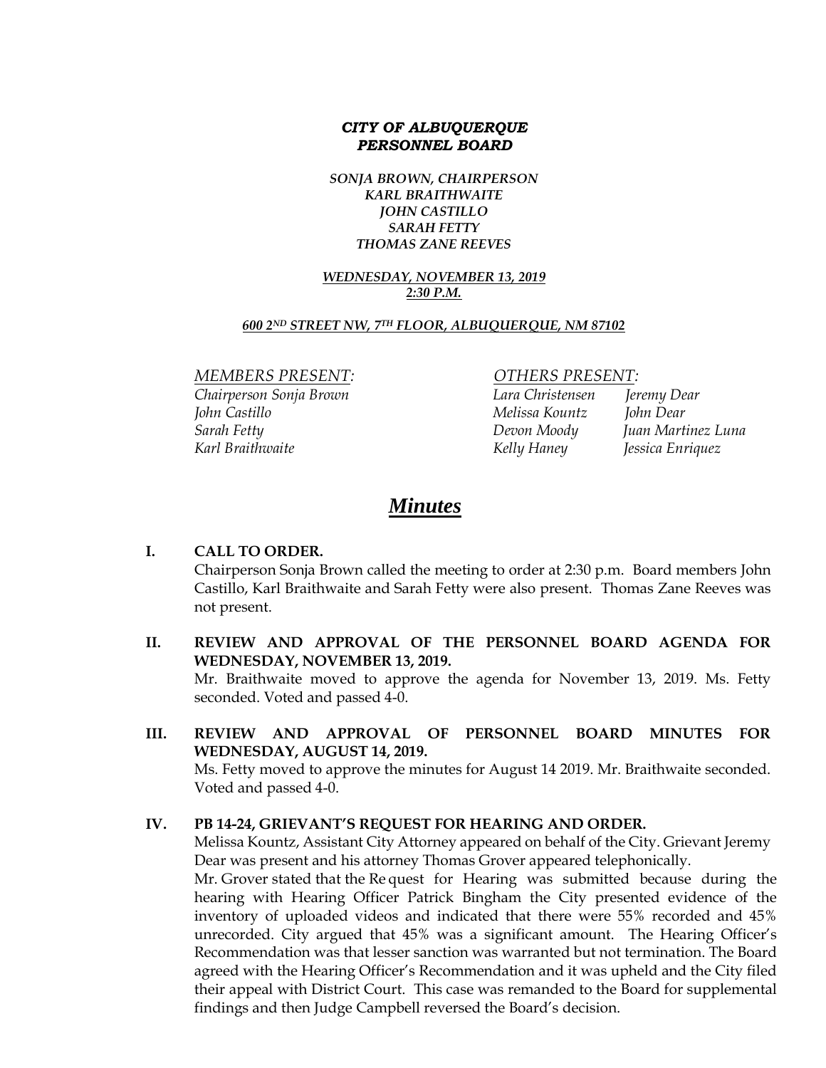***CITY OF ALBUQUERQUE***
***PERSONNEL BOARD***

*SONJA BROWN, CHAIRPERSON*
*KARL BRAITHWAITE*
*JOHN CASTILLO*
*SARAH FETTY*
*THOMAS ZANE REEVES*

***WEDNESDAY, NOVEMBER 13, 2019***
***2:30 P.M.***

***600 2ND STREET NW, 7TH FLOOR, ALBUQUERQUE, NM 87102***

| *MEMBERS PRESENT:* | *OTHERS PRESENT:* | |
|---|---|---|
| *Chairperson Sonja Brown* | *Lara Christensen* | *Jeremy Dear* |
| *John Castillo* | *Melissa Kountz* | *John Dear* |
| *Sarah Fetty* | *Devon Moody* | *Juan Martinez Luna* |
| *Karl Braithwaite* | *Kelly Haney* | *Jessica Enriquez* |

# *Minutes*

**I. CALL TO ORDER.**

Chairperson Sonja Brown called the meeting to order at 2:30 p.m. Board members John Castillo, Karl Braithwaite and Sarah Fetty were also present. Thomas Zane Reeves was not present.

**II. REVIEW AND APPROVAL OF THE PERSONNEL BOARD AGENDA FOR WEDNESDAY, NOVEMBER 13, 2019.**

Mr. Braithwaite moved to approve the agenda for November 13, 2019. Ms. Fetty seconded. Voted and passed 4-0.

**III. REVIEW AND APPROVAL OF PERSONNEL BOARD MINUTES FOR WEDNESDAY, AUGUST 14, 2019.**

Ms. Fetty moved to approve the minutes for August 14 2019. Mr. Braithwaite seconded. Voted and passed 4-0.

**IV. PB 14-24, GRIEVANT'S REQUEST FOR HEARING AND ORDER.**

Melissa Kountz, Assistant City Attorney appeared on behalf of the City. Grievant Jeremy Dear was present and his attorney Thomas Grover appeared telephonically.

Mr. Grover stated that the Request for Hearing was submitted because during the hearing with Hearing Officer Patrick Bingham the City presented evidence of the inventory of uploaded videos and indicated that there were 55% recorded and 45% unrecorded. City argued that 45% was a significant amount. The Hearing Officer's Recommendation was that lesser sanction was warranted but not termination. The Board agreed with the Hearing Officer's Recommendation and it was upheld and the City filed their appeal with District Court. This case was remanded to the Board for supplemental findings and then Judge Campbell reversed the Board's decision.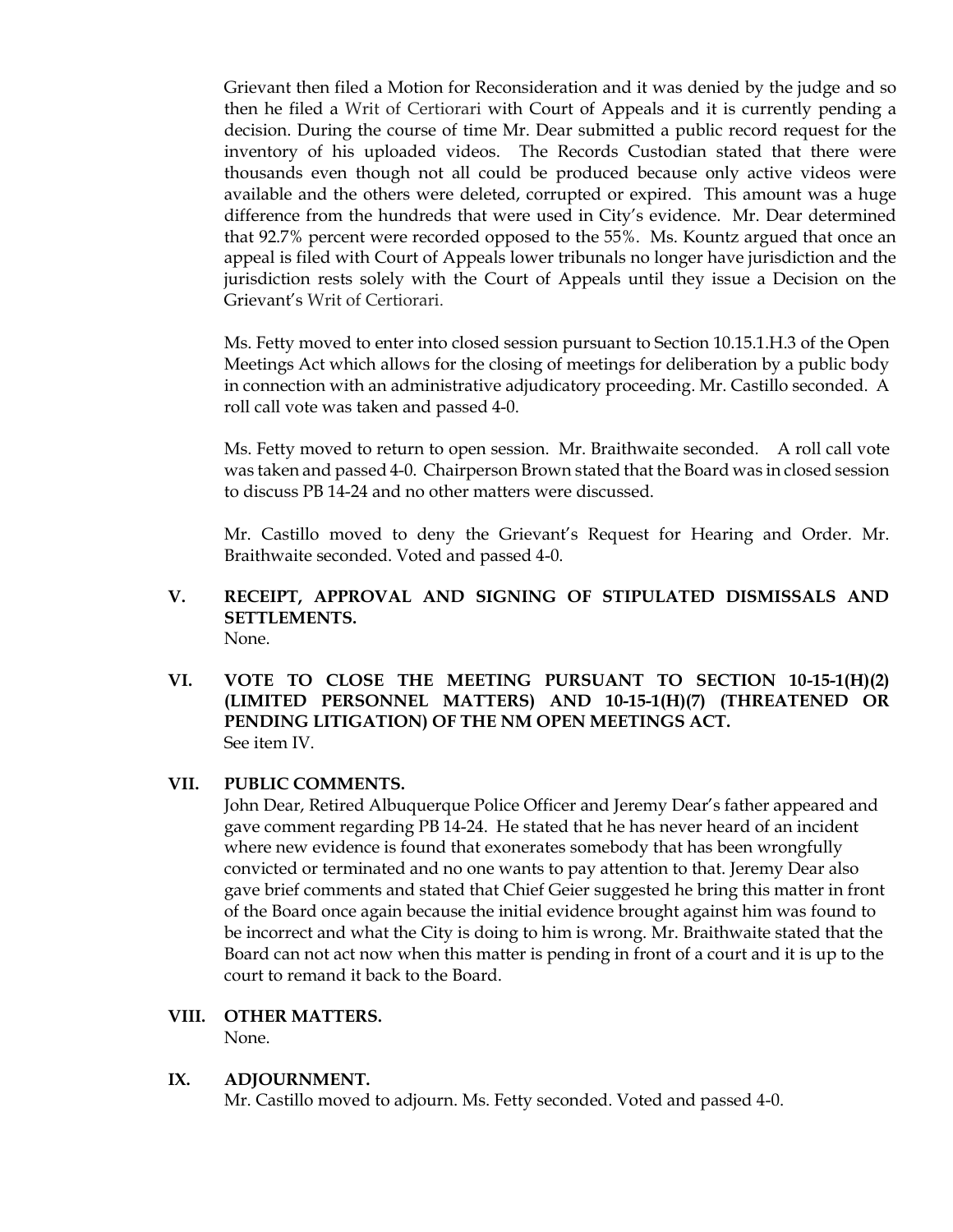Grievant then filed a Motion for Reconsideration and it was denied by the judge and so then he filed a Writ of Certiorari with Court of Appeals and it is currently pending a decision. During the course of time Mr. Dear submitted a public record request for the inventory of his uploaded videos. The Records Custodian stated that there were thousands even though not all could be produced because only active videos were available and the others were deleted, corrupted or expired. This amount was a huge difference from the hundreds that were used in City's evidence. Mr. Dear determined that 92.7% percent were recorded opposed to the 55%. Ms. Kountz argued that once an appeal is filed with Court of Appeals lower tribunals no longer have jurisdiction and the jurisdiction rests solely with the Court of Appeals until they issue a Decision on the Grievant's Writ of Certiorari.

Ms. Fetty moved to enter into closed session pursuant to Section 10.15.1.H.3 of the Open Meetings Act which allows for the closing of meetings for deliberation by a public body in connection with an administrative adjudicatory proceeding. Mr. Castillo seconded. A roll call vote was taken and passed 4-0.

Ms. Fetty moved to return to open session. Mr. Braithwaite seconded. A roll call vote was taken and passed 4-0. Chairperson Brown stated that the Board was in closed session to discuss PB 14-24 and no other matters were discussed.

Mr. Castillo moved to deny the Grievant's Request for Hearing and Order. Mr. Braithwaite seconded. Voted and passed 4-0.

**V. RECEIPT, APPROVAL AND SIGNING OF STIPULATED DISMISSALS AND SETTLEMENTS.**
None.

**VI. VOTE TO CLOSE THE MEETING PURSUANT TO SECTION 10-15-1(H)(2) (LIMITED PERSONNEL MATTERS) AND 10-15-1(H)(7) (THREATENED OR PENDING LITIGATION) OF THE NM OPEN MEETINGS ACT.**
See item IV.

**VII. PUBLIC COMMENTS.**
John Dear, Retired Albuquerque Police Officer and Jeremy Dear's father appeared and gave comment regarding PB 14-24. He stated that he has never heard of an incident where new evidence is found that exonerates somebody that has been wrongfully convicted or terminated and no one wants to pay attention to that. Jeremy Dear also gave brief comments and stated that Chief Geier suggested he bring this matter in front of the Board once again because the initial evidence brought against him was found to be incorrect and what the City is doing to him is wrong. Mr. Braithwaite stated that the Board can not act now when this matter is pending in front of a court and it is up to the court to remand it back to the Board.

**VIII. OTHER MATTERS.**
None.

**IX. ADJOURNMENT.**
Mr. Castillo moved to adjourn. Ms. Fetty seconded. Voted and passed 4-0.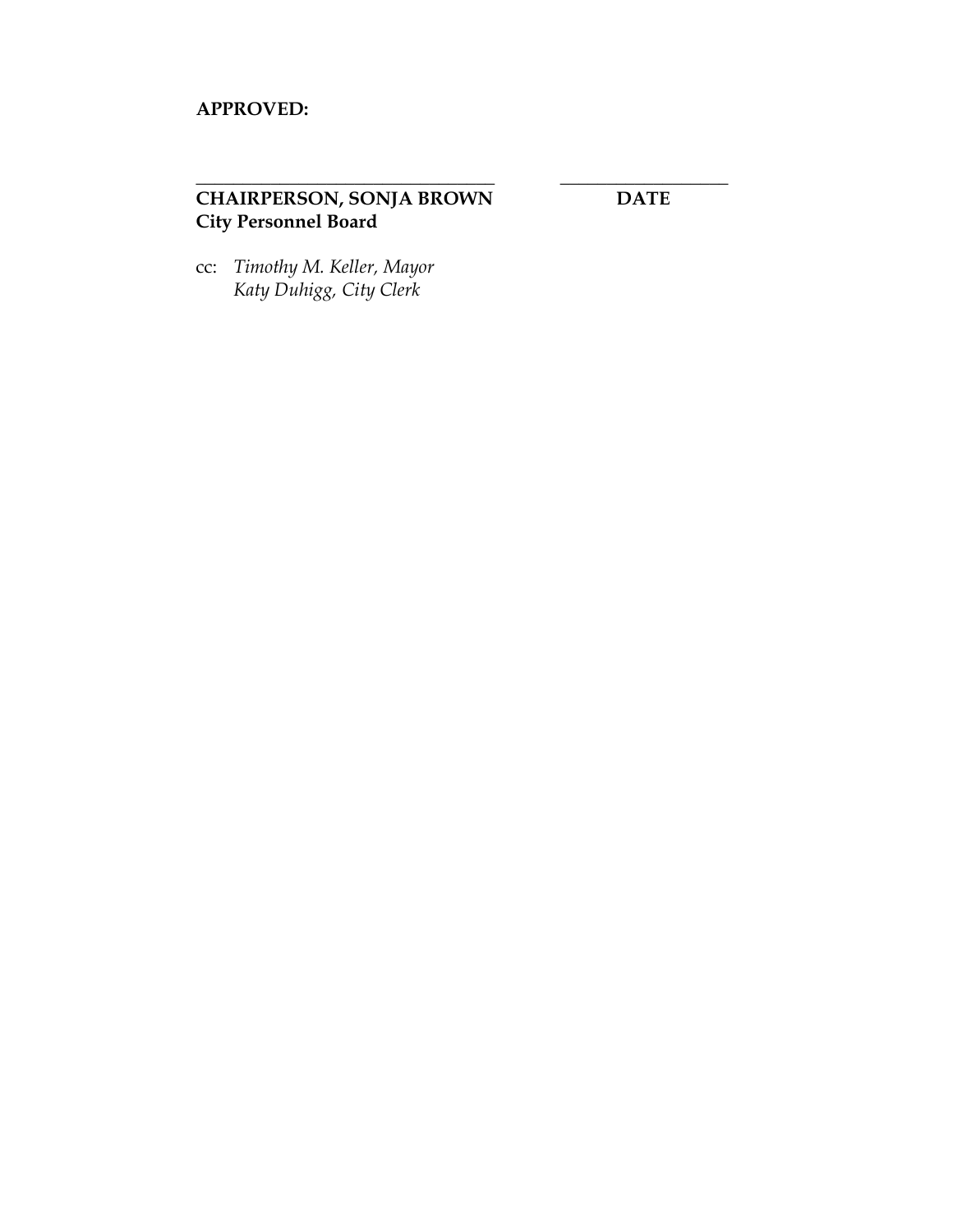**APPROVED:**

\_\_\_\_\_\_\_\_\_\_\_\_\_\_\_\_\_\_\_\_\_\_\_\_\_\_\_\_\_\_\_\_\_\_ \_\_\_\_\_\_\_\_\_\_\_\_\_\_\_\_\_\_\_

**CHAIRPERSON, SONJA BROWN** **DATE**
**City Personnel Board**

cc: *Timothy M. Keller, Mayor*
*Katy Duhigg, City Clerk*